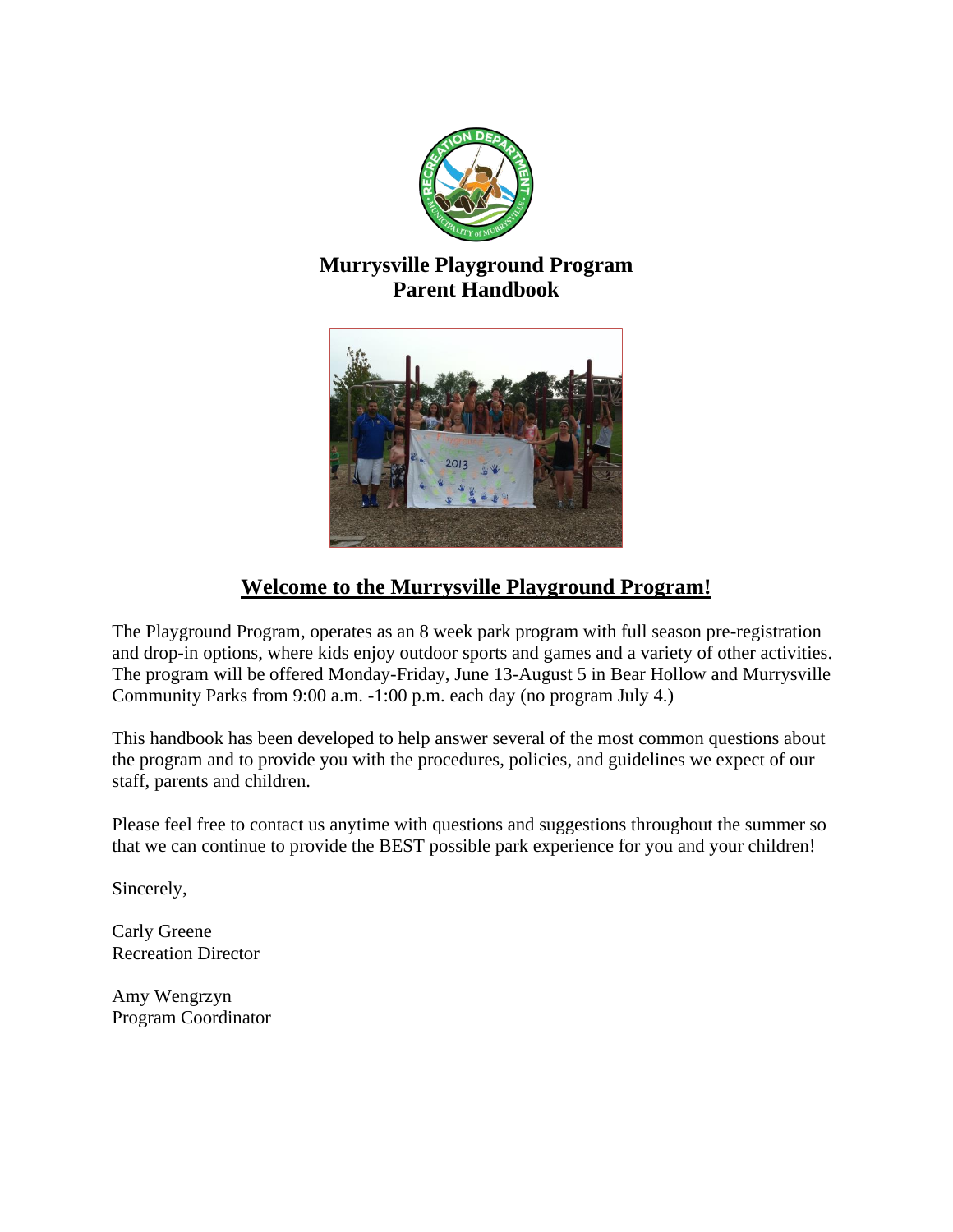# Murrysville Playground Program
# Parent Handbook

## Welcome to the Murrysville Playground Program!

The Playground Program, operates as an 8 week park program with full season pre-registration and drop-in options, where kids enjoy outdoor sports and games and a variety of other activities. The program will be offered Monday-Friday, June 13-August 5 in Bear Hollow and Murrysville Community Parks from 9:00 a.m. -1:00 p.m. each day (no program July 4.)

This handbook has been developed to help answer several of the most common questions about the program and to provide you with the procedures, policies, and guidelines we expect of our staff, parents and children.

Please feel free to contact us anytime with questions and suggestions throughout the summer so that we can continue to provide the BEST possible park experience for you and your children!

Sincerely,

Carly Greene
Recreation Director

Amy Wengrzyn
Program Coordinator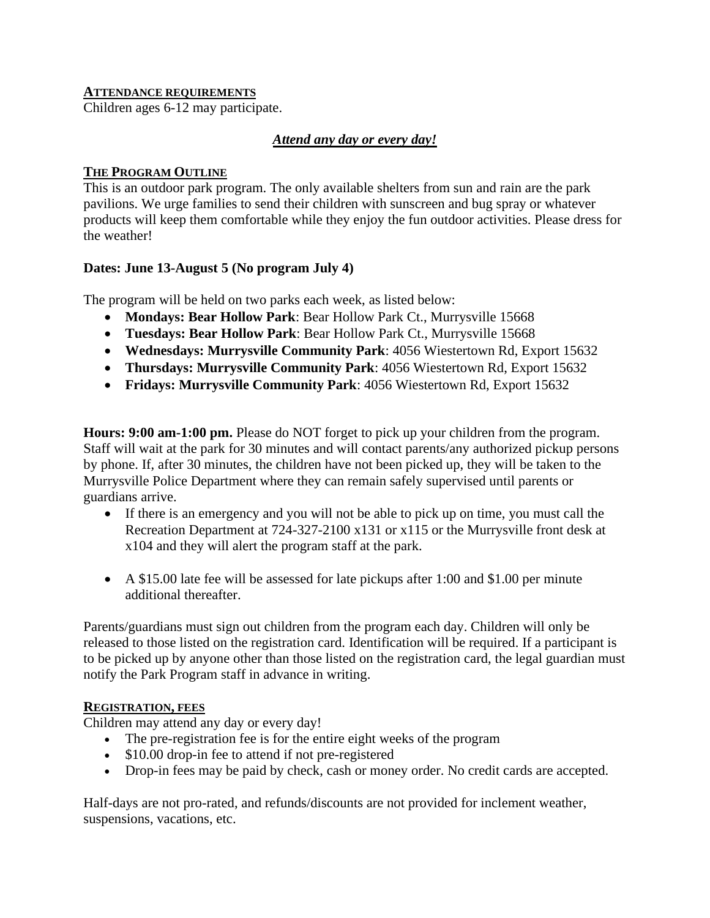## ATTENDANCE REQUIREMENTS

Children ages 6-12 may participate.

***Attend any day or every day!***

## THE PROGRAM OUTLINE

This is an outdoor park program. The only available shelters from sun and rain are the park pavilions. We urge families to send their children with sunscreen and bug spray or whatever products will keep them comfortable while they enjoy the fun outdoor activities. Please dress for the weather!

**Dates: June 13-August 5 (No program July 4)**

The program will be held on two parks each week, as listed below:

- **Mondays: Bear Hollow Park**: Bear Hollow Park Ct., Murrysville 15668
- **Tuesdays: Bear Hollow Park**: Bear Hollow Park Ct., Murrysville 15668
- **Wednesdays: Murrysville Community Park**: 4056 Wiestertown Rd, Export 15632
- **Thursdays: Murrysville Community Park**: 4056 Wiestertown Rd, Export 15632
- **Fridays: Murrysville Community Park**: 4056 Wiestertown Rd, Export 15632

**Hours: 9:00 am-1:00 pm.** Please do NOT forget to pick up your children from the program. Staff will wait at the park for 30 minutes and will contact parents/any authorized pickup persons by phone. If, after 30 minutes, the children have not been picked up, they will be taken to the Murrysville Police Department where they can remain safely supervised until parents or guardians arrive.

- If there is an emergency and you will not be able to pick up on time, you must call the Recreation Department at 724-327-2100 x131 or x115 or the Murrysville front desk at x104 and they will alert the program staff at the park.
- A $15.00 late fee will be assessed for late pickups after 1:00 and $1.00 per minute additional thereafter.

Parents/guardians must sign out children from the program each day. Children will only be released to those listed on the registration card. Identification will be required. If a participant is to be picked up by anyone other than those listed on the registration card, the legal guardian must notify the Park Program staff in advance in writing.

## REGISTRATION, FEES

Children may attend any day or every day!

- The pre-registration fee is for the entire eight weeks of the program
- $10.00 drop-in fee to attend if not pre-registered
- Drop-in fees may be paid by check, cash or money order. No credit cards are accepted.

Half-days are not pro-rated, and refunds/discounts are not provided for inclement weather, suspensions, vacations, etc.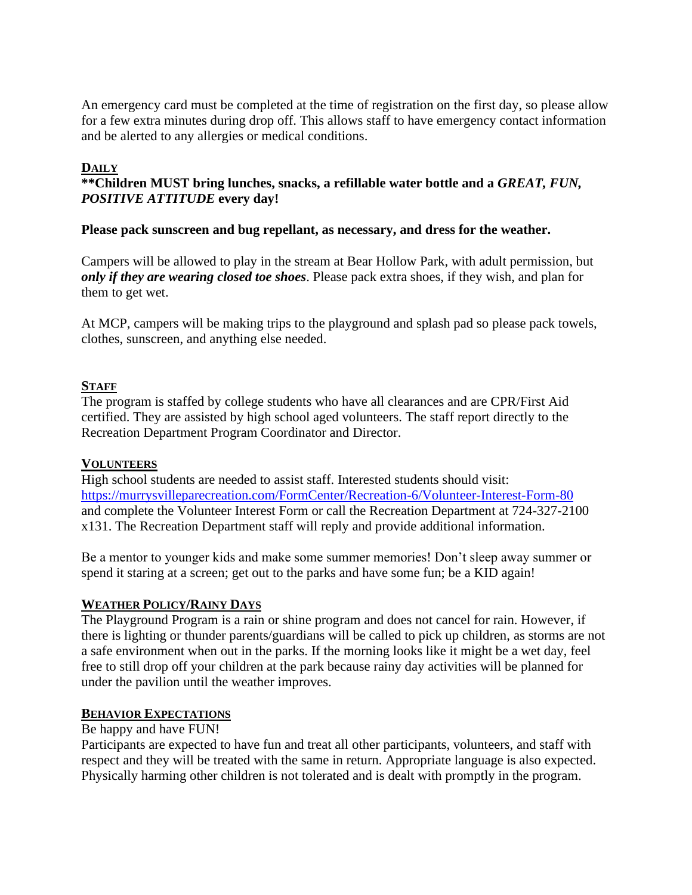An emergency card must be completed at the time of registration on the first day, so please allow for a few extra minutes during drop off. This allows staff to have emergency contact information and be alerted to any allergies or medical conditions.

## DAILY

**\*\*Children MUST bring lunches, snacks, a refillable water bottle and a *GREAT, FUN, POSITIVE ATTITUDE* every day!**

**Please pack sunscreen and bug repellant, as necessary, and dress for the weather.**

Campers will be allowed to play in the stream at Bear Hollow Park, with adult permission, but ***only if they are wearing closed toe shoes***. Please pack extra shoes, if they wish, and plan for them to get wet.

At MCP, campers will be making trips to the playground and splash pad so please pack towels, clothes, sunscreen, and anything else needed.

## STAFF

The program is staffed by college students who have all clearances and are CPR/First Aid certified. They are assisted by high school aged volunteers. The staff report directly to the Recreation Department Program Coordinator and Director.

## VOLUNTEERS

High school students are needed to assist staff. Interested students should visit: https://murrysvilleparecreation.com/FormCenter/Recreation-6/Volunteer-Interest-Form-80 and complete the Volunteer Interest Form or call the Recreation Department at 724-327-2100 x131. The Recreation Department staff will reply and provide additional information.

Be a mentor to younger kids and make some summer memories! Don't sleep away summer or spend it staring at a screen; get out to the parks and have some fun; be a KID again!

## WEATHER POLICY/RAINY DAYS

The Playground Program is a rain or shine program and does not cancel for rain. However, if there is lighting or thunder parents/guardians will be called to pick up children, as storms are not a safe environment when out in the parks. If the morning looks like it might be a wet day, feel free to still drop off your children at the park because rainy day activities will be planned for under the pavilion until the weather improves.

## BEHAVIOR EXPECTATIONS

Be happy and have FUN!

Participants are expected to have fun and treat all other participants, volunteers, and staff with respect and they will be treated with the same in return. Appropriate language is also expected. Physically harming other children is not tolerated and is dealt with promptly in the program.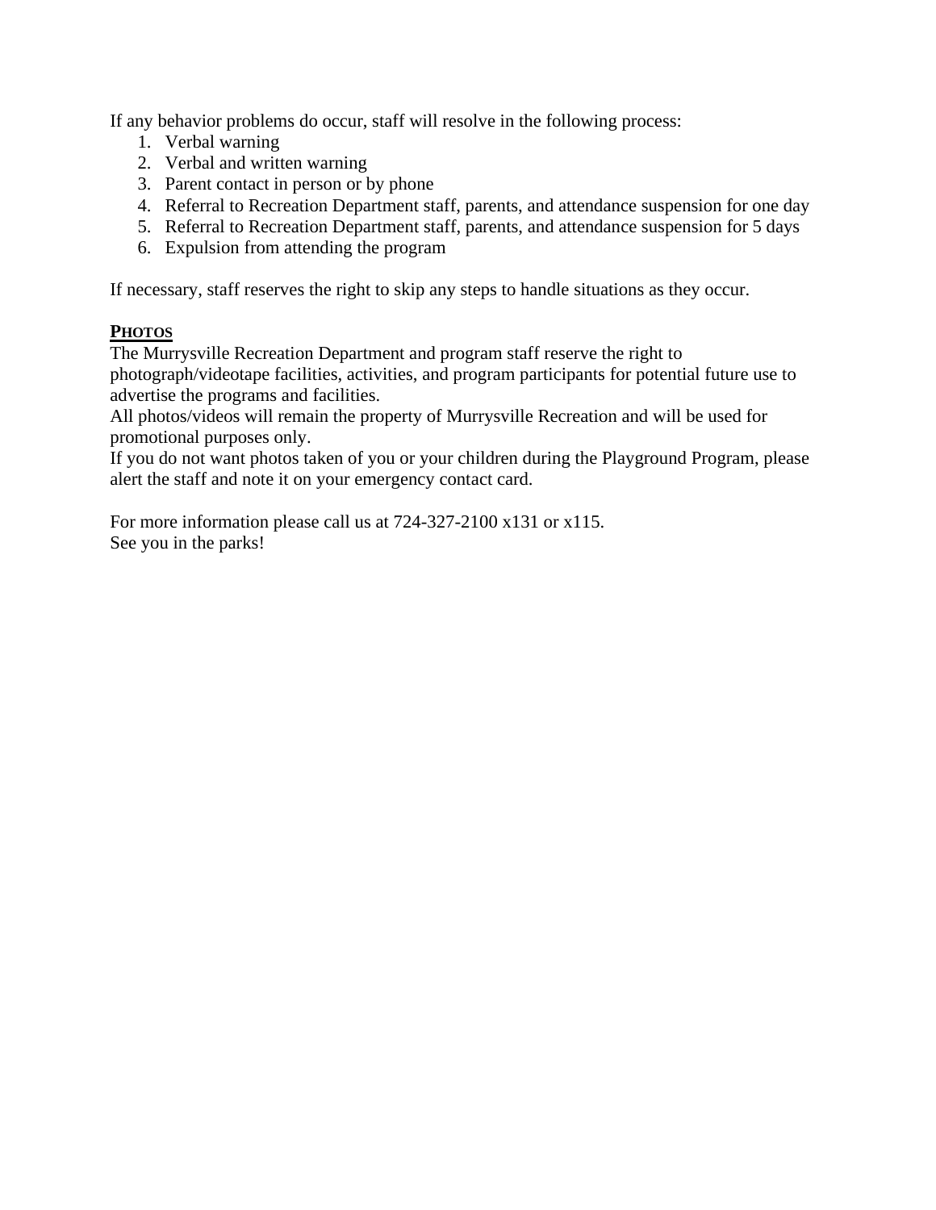If any behavior problems do occur, staff will resolve in the following process:

1. Verbal warning
2. Verbal and written warning
3. Parent contact in person or by phone
4. Referral to Recreation Department staff, parents, and attendance suspension for one day
5. Referral to Recreation Department staff, parents, and attendance suspension for 5 days
6. Expulsion from attending the program

If necessary, staff reserves the right to skip any steps to handle situations as they occur.

**PHOTOS**

The Murrysville Recreation Department and program staff reserve the right to photograph/videotape facilities, activities, and program participants for potential future use to advertise the programs and facilities.
All photos/videos will remain the property of Murrysville Recreation and will be used for promotional purposes only.
If you do not want photos taken of you or your children during the Playground Program, please alert the staff and note it on your emergency contact card.

For more information please call us at 724-327-2100 x131 or x115.
See you in the parks!